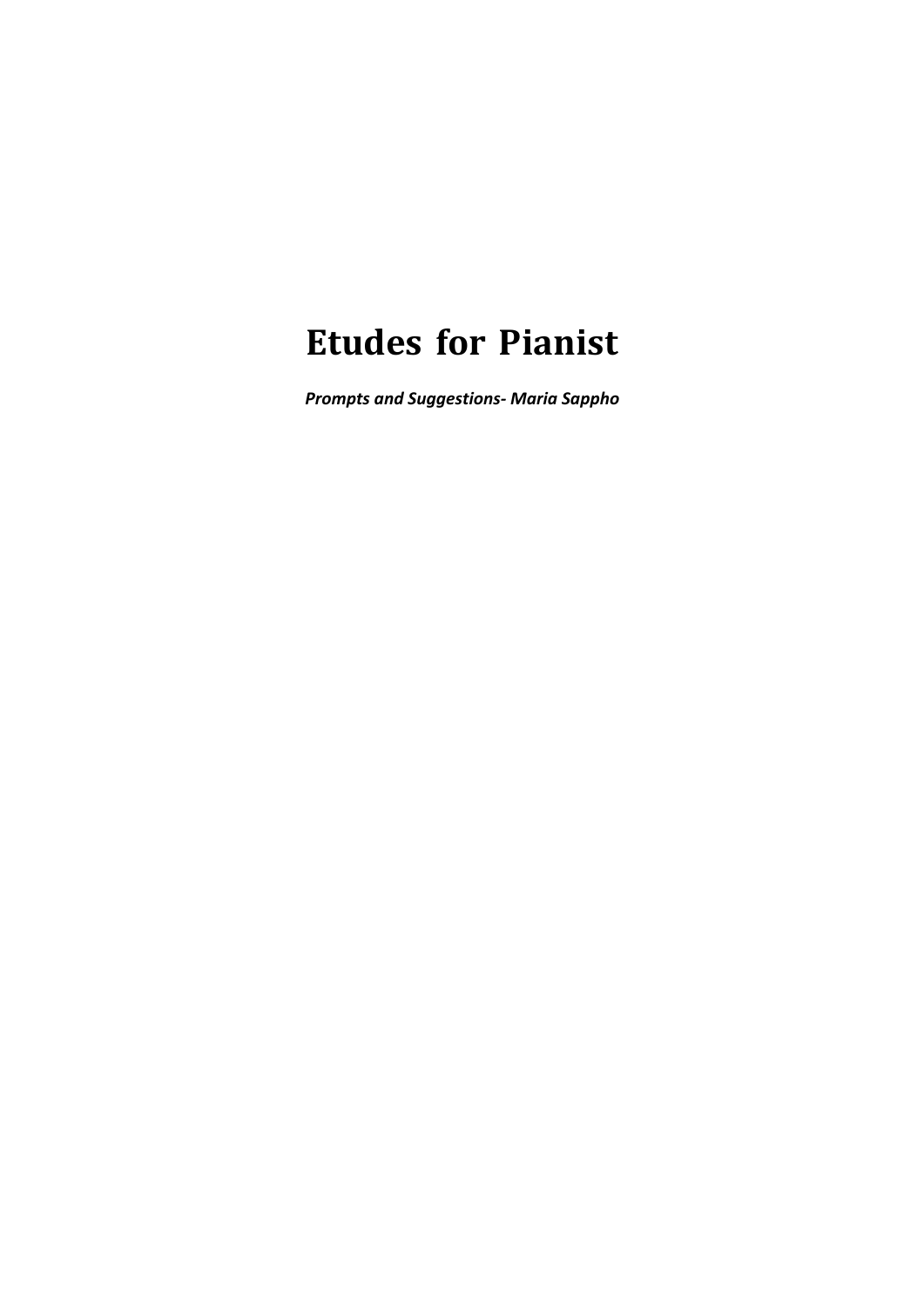# Etudes for Pianist

***Prompts and Suggestions- Maria Sappho***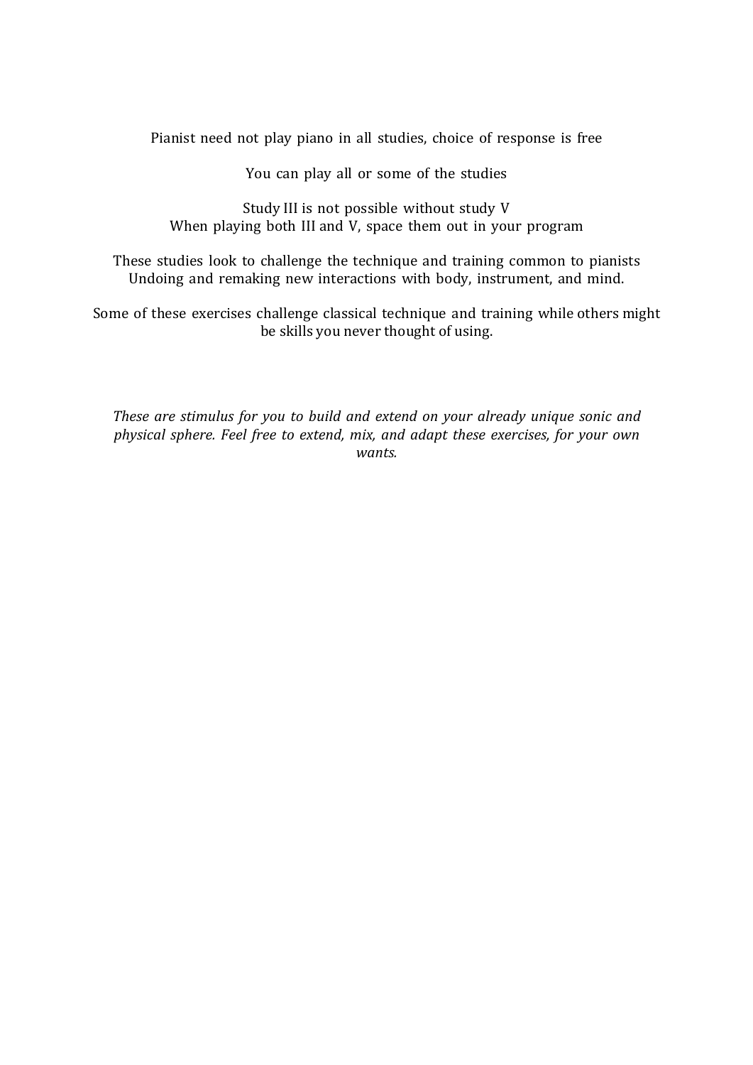Pianist need not play piano in all studies, choice of response is free

You can play all or some of the studies

Study III is not possible without study V
When playing both III and V, space them out in your program

These studies look to challenge the technique and training common to pianists
Undoing and remaking new interactions with body, instrument, and mind.

Some of these exercises challenge classical technique and training while others might be skills you never thought of using.

*These are stimulus for you to build and extend on your already unique sonic and physical sphere. Feel free to extend, mix, and adapt these exercises, for your own wants.*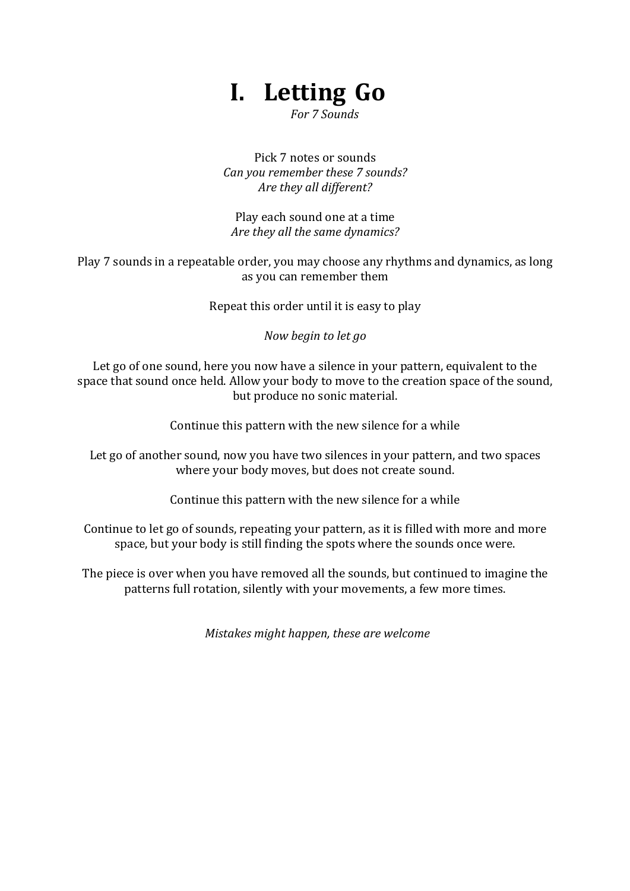# I. Letting Go

*For 7 Sounds*

Pick 7 notes or sounds
*Can you remember these 7 sounds?*
*Are they all different?*

Play each sound one at a time
*Are they all the same dynamics?*

Play 7 sounds in a repeatable order, you may choose any rhythms and dynamics, as long as you can remember them

Repeat this order until it is easy to play

*Now begin to let go*

Let go of one sound, here you now have a silence in your pattern, equivalent to the space that sound once held. Allow your body to move to the creation space of the sound, but produce no sonic material.

Continue this pattern with the new silence for a while

Let go of another sound, now you have two silences in your pattern, and two spaces where your body moves, but does not create sound.

Continue this pattern with the new silence for a while

Continue to let go of sounds, repeating your pattern, as it is filled with more and more space, but your body is still finding the spots where the sounds once were.

The piece is over when you have removed all the sounds, but continued to imagine the patterns full rotation, silently with your movements, a few more times.

*Mistakes might happen, these are welcome*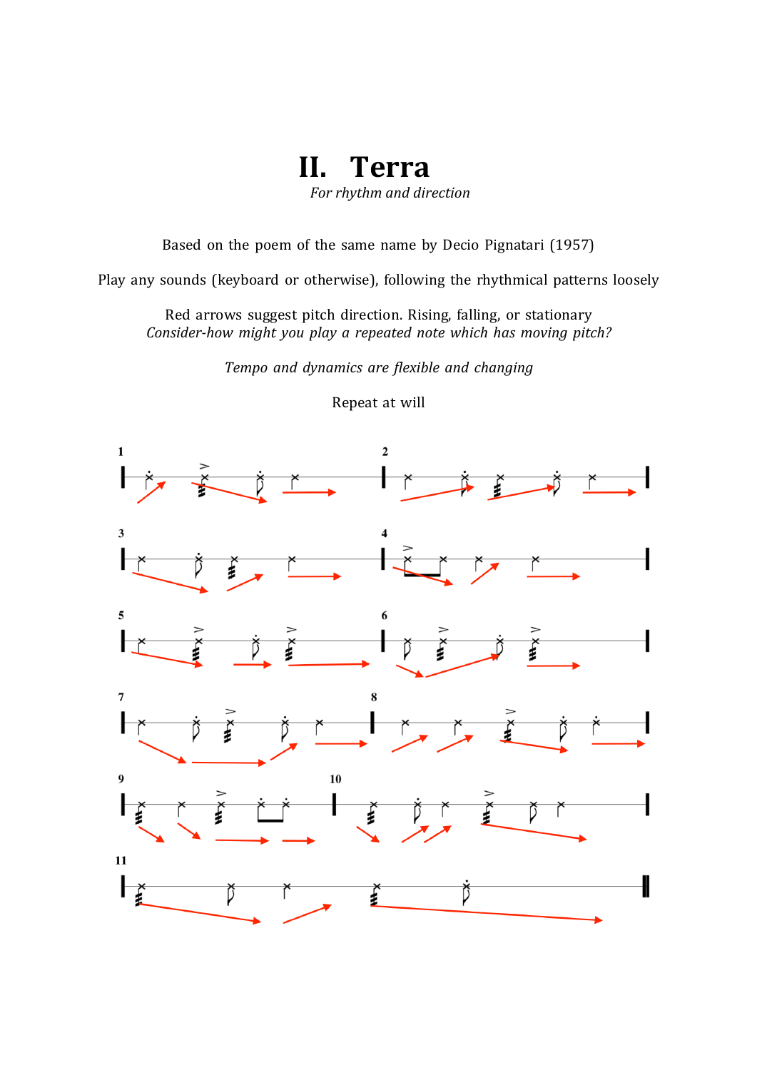# II. Terra

*For rhythm and direction*

Based on the poem of the same name by Decio Pignatari (1957)

Play any sounds (keyboard or otherwise), following the rhythmical patterns loosely

Red arrows suggest pitch direction. Rising, falling, or stationary
*Consider-how might you play a repeated note which has moving pitch?*

*Tempo and dynamics are flexible and changing*

Repeat at will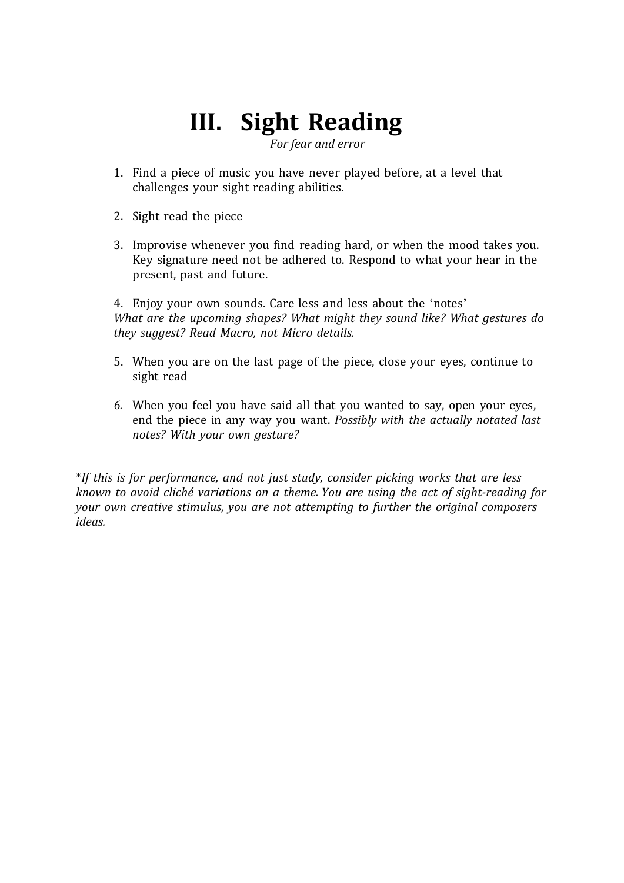# III. Sight Reading

*For fear and error*

1. Find a piece of music you have never played before, at a level that challenges your sight reading abilities.

2. Sight read the piece

3. Improvise whenever you find reading hard, or when the mood takes you. Key signature need not be adhered to. Respond to what your hear in the present, past and future.

4. Enjoy your own sounds. Care less and less about the 'notes'
*What are the upcoming shapes? What might they sound like? What gestures do they suggest? Read Macro, not Micro details.*

5. When you are on the last page of the piece, close your eyes, continue to sight read

6. When you feel you have said all that you wanted to say, open your eyes, end the piece in any way you want. *Possibly with the actually notated last notes? With your own gesture?*

*\*If this is for performance, and not just study, consider picking works that are less known to avoid cliché variations on a theme. You are using the act of sight-reading for your own creative stimulus, you are not attempting to further the original composers ideas.*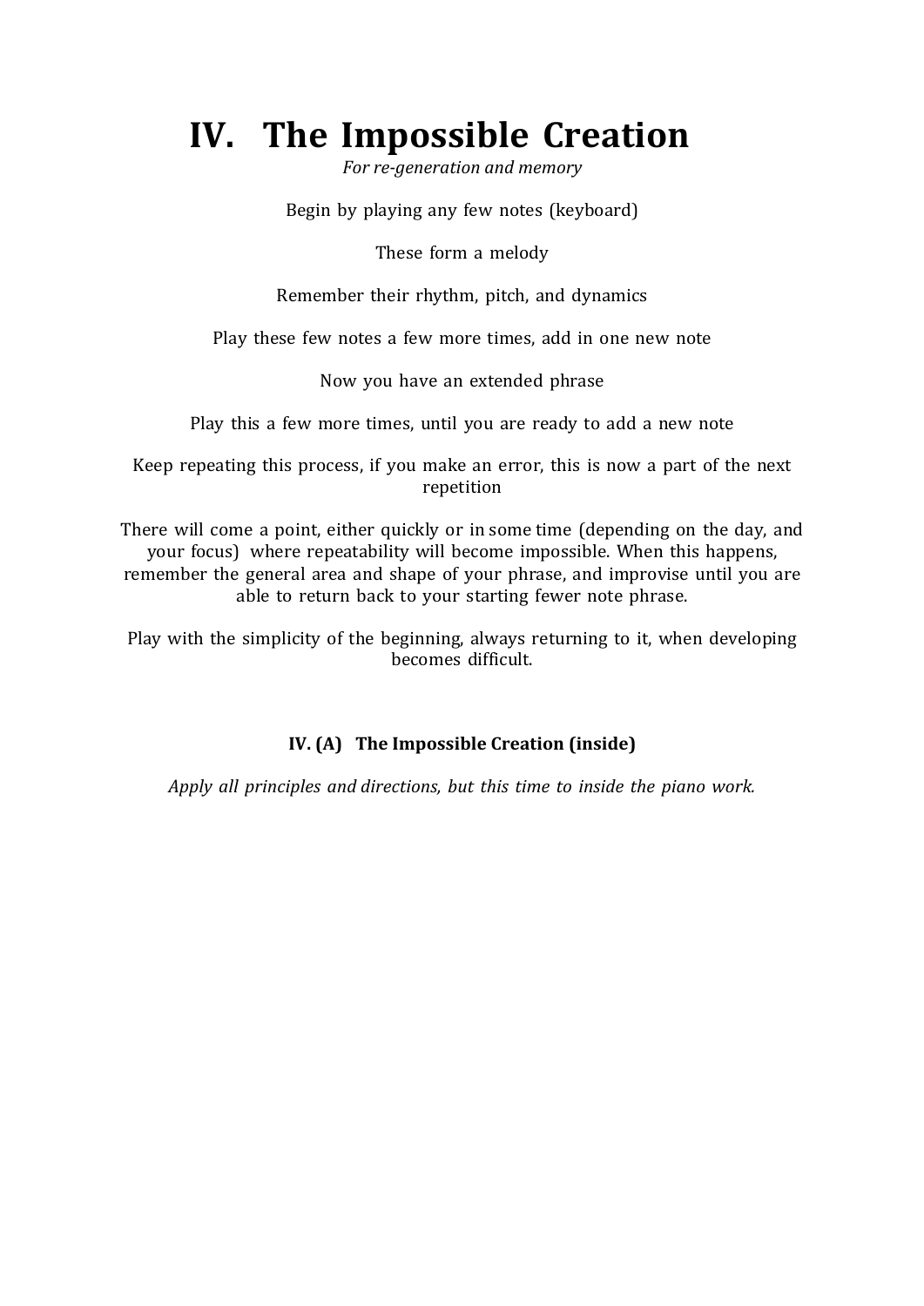# IV. The Impossible Creation

*For re-generation and memory*

Begin by playing any few notes (keyboard)

These form a melody

Remember their rhythm, pitch, and dynamics

Play these few notes a few more times, add in one new note

Now you have an extended phrase

Play this a few more times, until you are ready to add a new note

Keep repeating this process, if you make an error, this is now a part of the next repetition

There will come a point, either quickly or in some time (depending on the day, and your focus) where repeatability will become impossible. When this happens, remember the general area and shape of your phrase, and improvise until you are able to return back to your starting fewer note phrase.

Play with the simplicity of the beginning, always returning to it, when developing becomes difficult.

### IV. (A) The Impossible Creation (inside)

*Apply all principles and directions, but this time to inside the piano work.*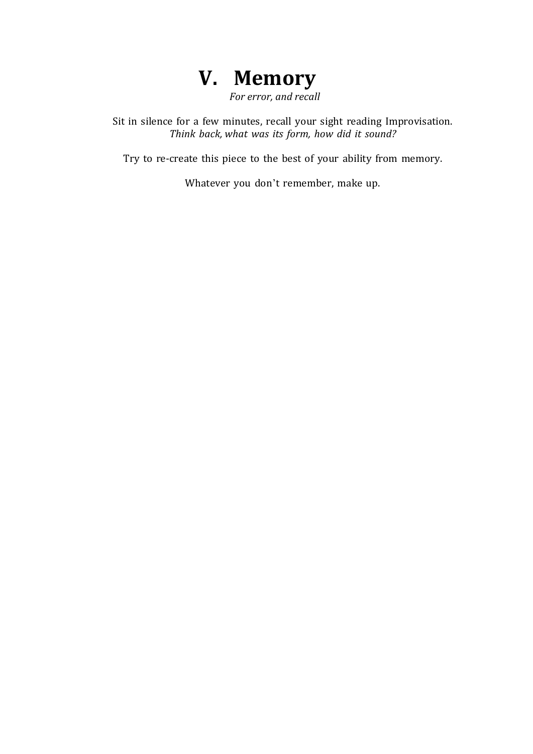# V. Memory

*For error, and recall*

Sit in silence for a few minutes, recall your sight reading Improvisation.
*Think back, what was its form, how did it sound?*

Try to re-create this piece to the best of your ability from memory.

Whatever you don't remember, make up.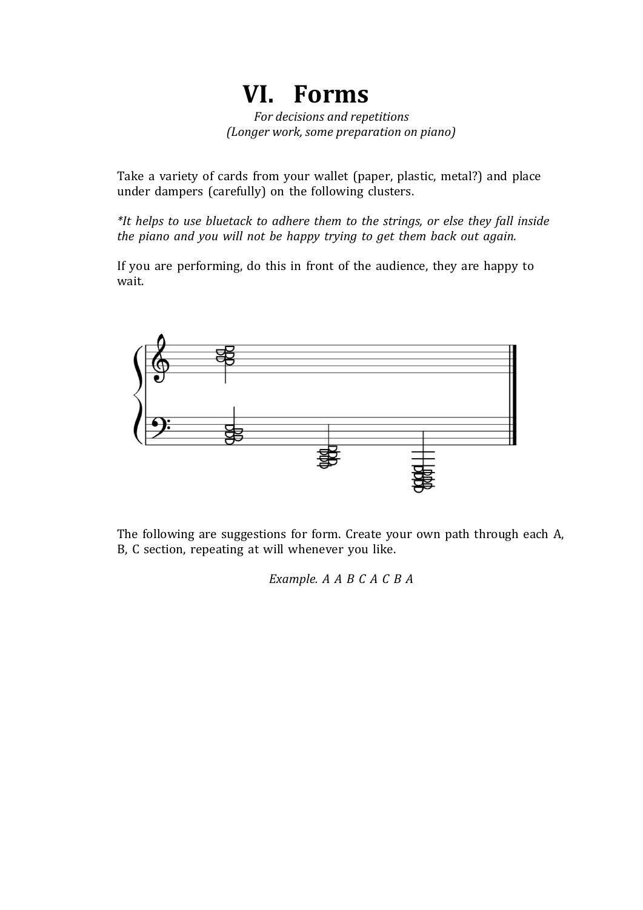# VI. Forms

*For decisions and repetitions*
*(Longer work, some preparation on piano)*

Take a variety of cards from your wallet (paper, plastic, metal?) and place under dampers (carefully) on the following clusters.

*\*It helps to use bluetack to adhere them to the strings, or else they fall inside the piano and you will not be happy trying to get them back out again.*

If you are performing, do this in front of the audience, they are happy to wait.

The following are suggestions for form. Create your own path through each A, B, C section, repeating at will whenever you like.

*Example. A A B C A C B A*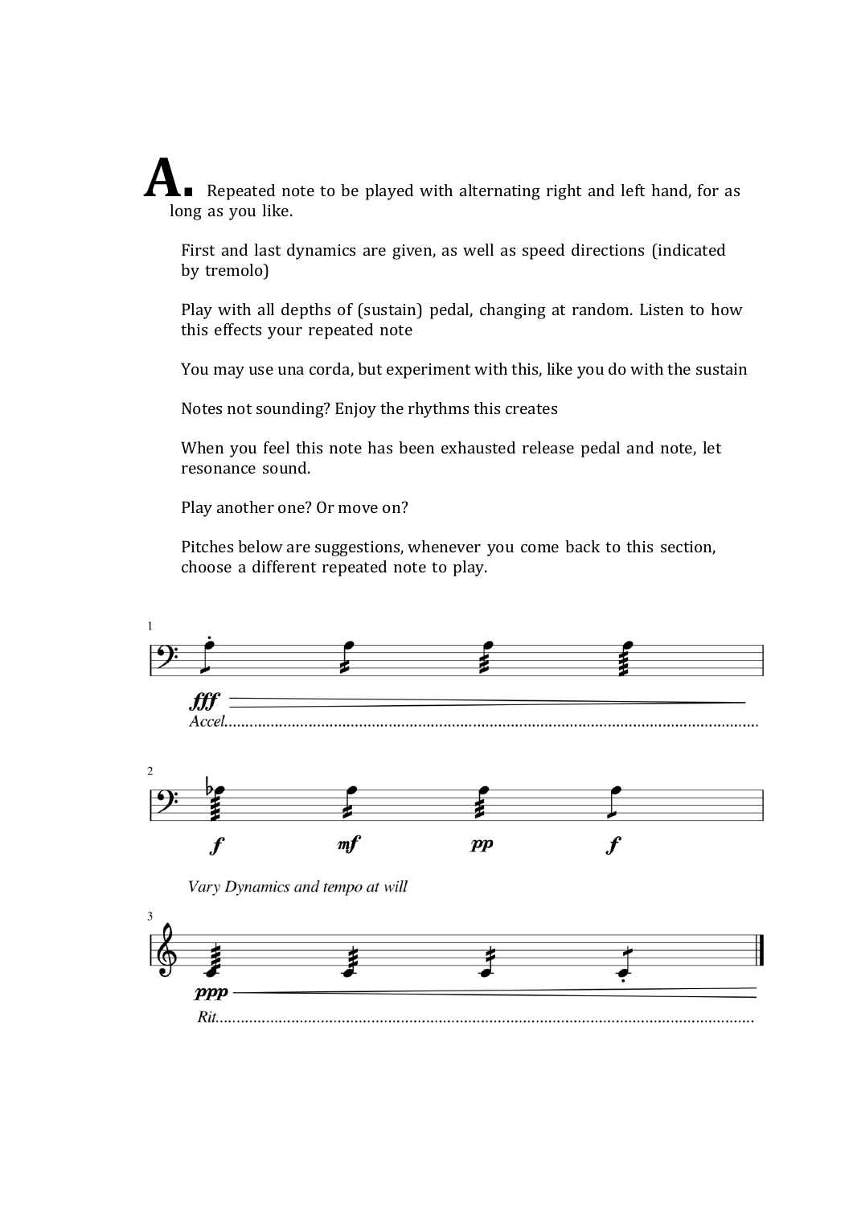# A. Repeated note to be played with alternating right and left hand, for as long as you like.

First and last dynamics are given, as well as speed directions (indicated by tremolo)

Play with all depths of (sustain) pedal, changing at random. Listen to how this effects your repeated note

You may use una corda, but experiment with this, like you do with the sustain

Notes not sounding? Enjoy the rhythms this creates

When you feel this note has been exhausted release pedal and note, let resonance sound.

Play another one? Or move on?

Pitches below are suggestions, whenever you come back to this section, choose a different repeated note to play.

1

*fff*

*Accel*..........................................................................................................

2

*f* *mf* *pp* *f*

*Vary Dynamics and tempo at will*

3

*ppp*

*Rit*..........................................................................................................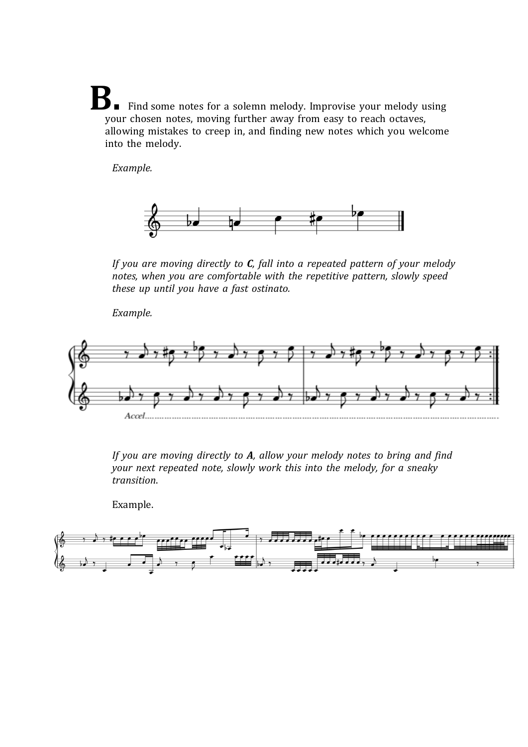# B. Find some notes for a solemn melody. Improvise your melody using your chosen notes, moving further away from easy to reach octaves, allowing mistakes to creep in, and finding new notes which you welcome into the melody.

*Example.*

*If you are moving directly to **C**, fall into a repeated pattern of your melody notes, when you are comfortable with the repetitive pattern, slowly speed these up until you have a fast ostinato.*

*Example.*

*Accel*

*If you are moving directly to **A**, allow your melody notes to bring and find your next repeated note, slowly work this into the melody, for a sneaky transition.*

Example.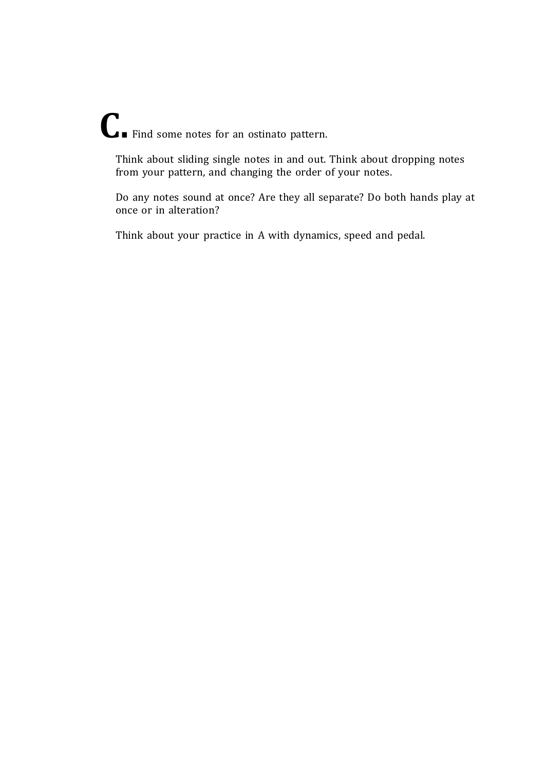## C. Find some notes for an ostinato pattern.

Think about sliding single notes in and out. Think about dropping notes from your pattern, and changing the order of your notes.

Do any notes sound at once? Are they all separate? Do both hands play at once or in alteration?

Think about your practice in A with dynamics, speed and pedal.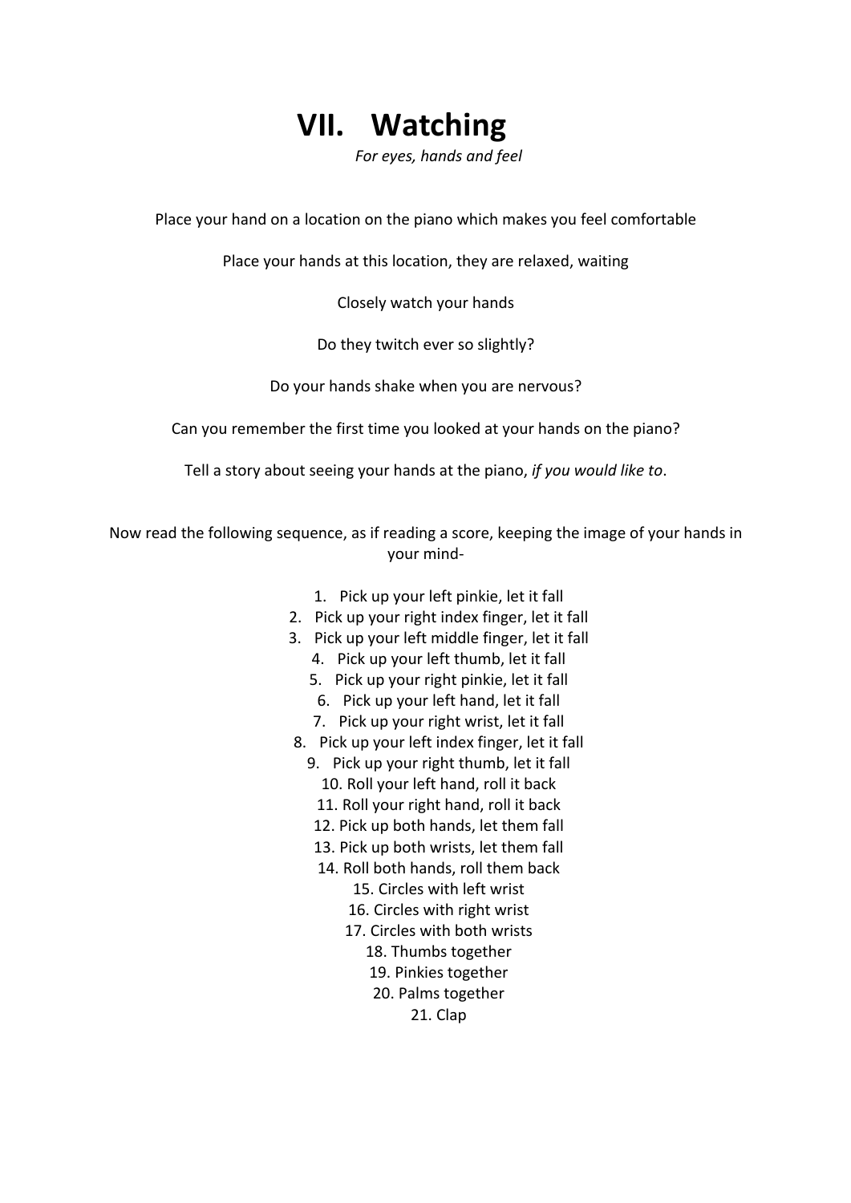# VII. Watching

*For eyes, hands and feel*

Place your hand on a location on the piano which makes you feel comfortable

Place your hands at this location, they are relaxed, waiting

Closely watch your hands

Do they twitch ever so slightly?

Do your hands shake when you are nervous?

Can you remember the first time you looked at your hands on the piano?

Tell a story about seeing your hands at the piano, *if you would like to*.

Now read the following sequence, as if reading a score, keeping the image of your hands in your mind-

1. Pick up your left pinkie, let it fall
2. Pick up your right index finger, let it fall
3. Pick up your left middle finger, let it fall
4. Pick up your left thumb, let it fall
5. Pick up your right pinkie, let it fall
6. Pick up your left hand, let it fall
7. Pick up your right wrist, let it fall
8. Pick up your left index finger, let it fall
9. Pick up your right thumb, let it fall
10. Roll your left hand, roll it back
11. Roll your right hand, roll it back
12. Pick up both hands, let them fall
13. Pick up both wrists, let them fall
14. Roll both hands, roll them back
15. Circles with left wrist
16. Circles with right wrist
17. Circles with both wrists
18. Thumbs together
19. Pinkies together
20. Palms together
21. Clap